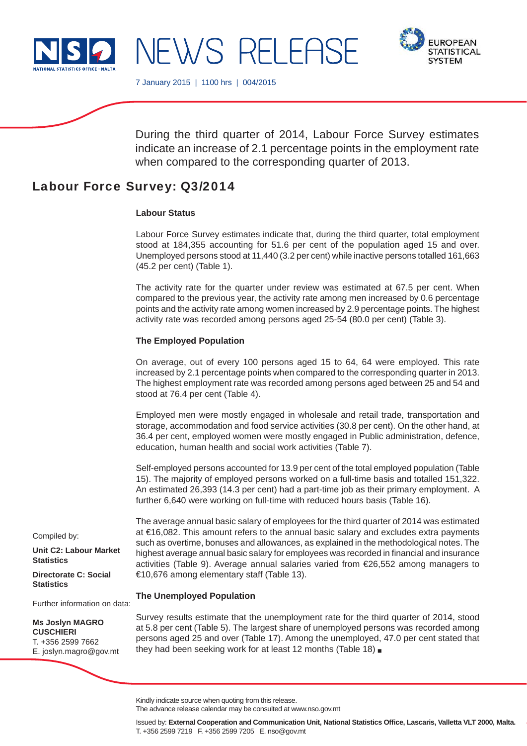NATIONAL STATISTICS OFFICE • MALTA

# NEWS RELEASE

EUROPEAN STATISTICAL SYSTEM

7 January 2015 | 1100 hrs | 004/2015

During the third quarter of 2014, Labour Force Survey estimates indicate an increase of 2.1 percentage points in the employment rate when compared to the corresponding quarter of 2013.

## Labour Force Survey: Q3/2014

### Labour Status

Labour Force Survey estimates indicate that, during the third quarter, total employment stood at 184,355 accounting for 51.6 per cent of the population aged 15 and over. Unemployed persons stood at 11,440 (3.2 per cent) while inactive persons totalled 161,663 (45.2 per cent) (Table 1).

The activity rate for the quarter under review was estimated at 67.5 per cent. When compared to the previous year, the activity rate among men increased by 0.6 percentage points and the activity rate among women increased by 2.9 percentage points. The highest activity rate was recorded among persons aged 25-54 (80.0 per cent) (Table 3).

### The Employed Population

On average, out of every 100 persons aged 15 to 64, 64 were employed. This rate increased by 2.1 percentage points when compared to the corresponding quarter in 2013. The highest employment rate was recorded among persons aged between 25 and 54 and stood at 76.4 per cent (Table 4).

Employed men were mostly engaged in wholesale and retail trade, transportation and storage, accommodation and food service activities (30.8 per cent). On the other hand, at 36.4 per cent, employed women were mostly engaged in Public administration, defence, education, human health and social work activities (Table 7).

Self-employed persons accounted for 13.9 per cent of the total employed population (Table 15). The majority of employed persons worked on a full-time basis and totalled 151,322. An estimated 26,393 (14.3 per cent) had a part-time job as their primary employment. A further 6,640 were working on full-time with reduced hours basis (Table 16).

The average annual basic salary of employees for the third quarter of 2014 was estimated at €16,082. This amount refers to the annual basic salary and excludes extra payments such as overtime, bonuses and allowances, as explained in the methodological notes. The highest average annual basic salary for employees was recorded in financial and insurance activities (Table 9). Average annual salaries varied from €26,552 among managers to €10,676 among elementary staff (Table 13).

### The Unemployed Population

Survey results estimate that the unemployment rate for the third quarter of 2014, stood at 5.8 per cent (Table 5). The largest share of unemployed persons was recorded among persons aged 25 and over (Table 17). Among the unemployed, 47.0 per cent stated that they had been seeking work for at least 12 months (Table 18) ■

Compiled by:

**Unit C2: Labour Market Statistics**

**Directorate C: Social Statistics**

Further information on data:

**Ms Joslyn MAGRO CUSCHIERI**
T. +356 2599 7662
E. joslyn.magro@gov.mt

Kindly indicate source when quoting from this release.
The advance release calendar may be consulted at www.nso.gov.mt

Issued by: **External Cooperation and Communication Unit, National Statistics Office, Lascaris, Valletta VLT 2000, Malta.**
T. +356 2599 7219 F. +356 2599 7205 E. nso@gov.mt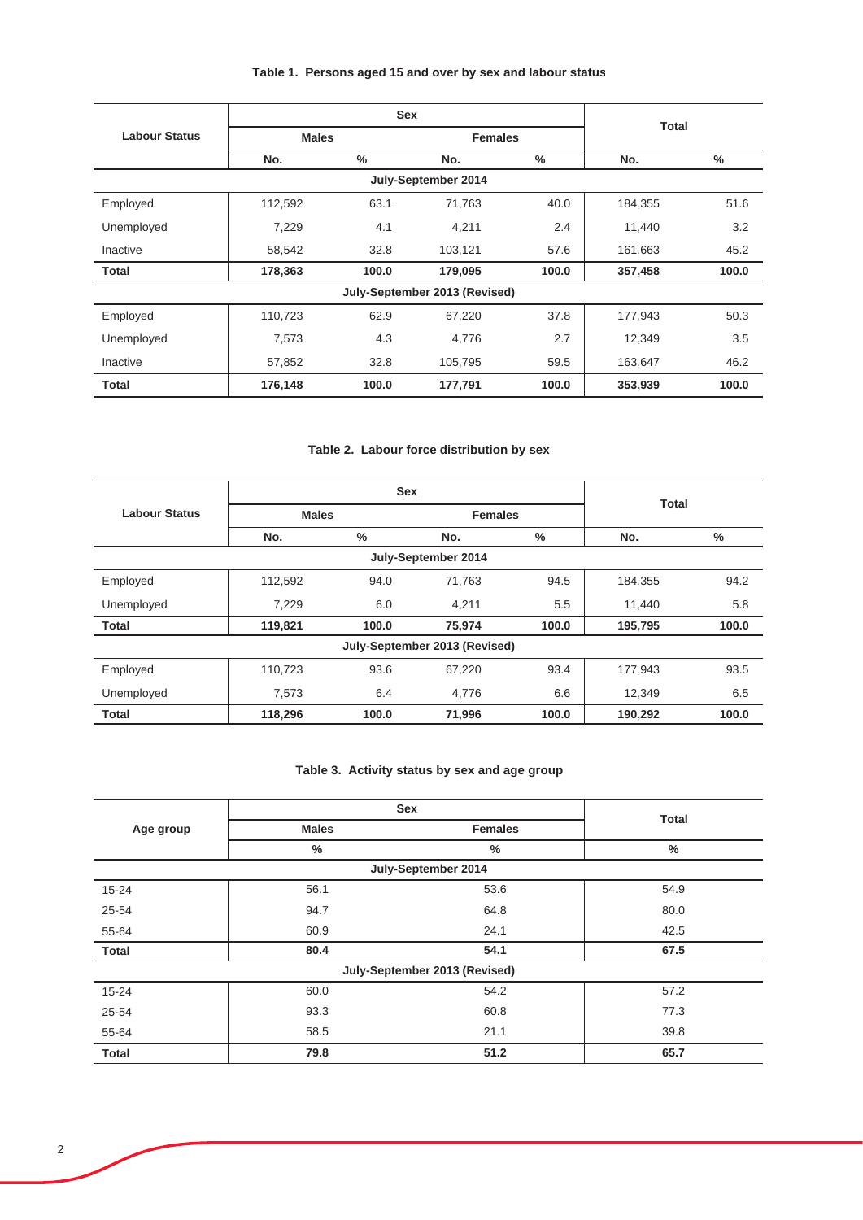**Table 1. Persons aged 15 and over by sex and labour status**

| Labour Status | Sex | | | | Total | |
|---|---|---|---|---|---|---|
| | Males | | Females | | | |
| | No. | % | No. | % | No. | % |
| **July-September 2014** | | | | | | |
| Employed | 112,592 | 63.1 | 71,763 | 40.0 | 184,355 | 51.6 |
| Unemployed | 7,229 | 4.1 | 4,211 | 2.4 | 11,440 | 3.2 |
| Inactive | 58,542 | 32.8 | 103,121 | 57.6 | 161,663 | 45.2 |
| **Total** | **178,363** | **100.0** | **179,095** | **100.0** | **357,458** | **100.0** |
| **July-September 2013 (Revised)** | | | | | | |
| Employed | 110,723 | 62.9 | 67,220 | 37.8 | 177,943 | 50.3 |
| Unemployed | 7,573 | 4.3 | 4,776 | 2.7 | 12,349 | 3.5 |
| Inactive | 57,852 | 32.8 | 105,795 | 59.5 | 163,647 | 46.2 |
| **Total** | **176,148** | **100.0** | **177,791** | **100.0** | **353,939** | **100.0** |

**Table 2. Labour force distribution by sex**

| Labour Status | Sex | | | | Total | |
|---|---|---|---|---|---|---|
| | Males | | Females | | | |
| | No. | % | No. | % | No. | % |
| **July-September 2014** | | | | | | |
| Employed | 112,592 | 94.0 | 71,763 | 94.5 | 184,355 | 94.2 |
| Unemployed | 7,229 | 6.0 | 4,211 | 5.5 | 11,440 | 5.8 |
| **Total** | **119,821** | **100.0** | **75,974** | **100.0** | **195,795** | **100.0** |
| **July-September 2013 (Revised)** | | | | | | |
| Employed | 110,723 | 93.6 | 67,220 | 93.4 | 177,943 | 93.5 |
| Unemployed | 7,573 | 6.4 | 4,776 | 6.6 | 12,349 | 6.5 |
| **Total** | **118,296** | **100.0** | **71,996** | **100.0** | **190,292** | **100.0** |

**Table 3. Activity status by sex and age group**

| Age group | Sex | | Total |
|---|---|---|---|
| | Males | Females | |
| | % | % | % |
| **July-September 2014** | | | |
| 15-24 | 56.1 | 53.6 | 54.9 |
| 25-54 | 94.7 | 64.8 | 80.0 |
| 55-64 | 60.9 | 24.1 | 42.5 |
| **Total** | **80.4** | **54.1** | **67.5** |
| **July-September 2013 (Revised)** | | | |
| 15-24 | 60.0 | 54.2 | 57.2 |
| 25-54 | 93.3 | 60.8 | 77.3 |
| 55-64 | 58.5 | 21.1 | 39.8 |
| **Total** | **79.8** | **51.2** | **65.7** |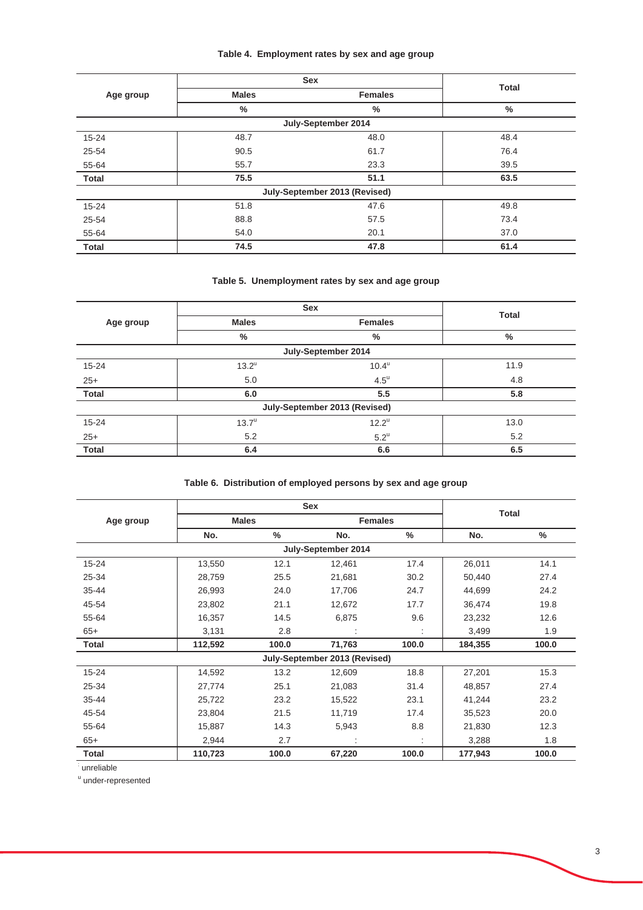**Table 4. Employment rates by sex and age group**

| Age group | Sex | | Total |
|---|---|---|---|
| | Males | Females | |
| | % | % | % |
| **July-September 2014** | | | |
| 15-24 | 48.7 | 48.0 | 48.4 |
| 25-54 | 90.5 | 61.7 | 76.4 |
| 55-64 | 55.7 | 23.3 | 39.5 |
| **Total** | **75.5** | **51.1** | **63.5** |
| **July-September 2013 (Revised)** | | | |
| 15-24 | 51.8 | 47.6 | 49.8 |
| 25-54 | 88.8 | 57.5 | 73.4 |
| 55-64 | 54.0 | 20.1 | 37.0 |
| **Total** | **74.5** | **47.8** | **61.4** |

**Table 5. Unemployment rates by sex and age group**

| Age group | Sex | | Total |
|---|---|---|---|
| | Males | Females | |
| | % | % | % |
| **July-September 2014** | | | |
| 15-24 | 13.2[u] | 10.4[u] | 11.9 |
| 25+ | 5.0 | 4.5[u] | 4.8 |
| **Total** | **6.0** | **5.5** | **5.8** |
| **July-September 2013 (Revised)** | | | |
| 15-24 | 13.7[u] | 12.2[u] | 13.0 |
| 25+ | 5.2 | 5.2[u] | 5.2 |
| **Total** | **6.4** | **6.6** | **6.5** |

**Table 6. Distribution of employed persons by sex and age group**

| Age group | Sex | | | | Total | |
|---|---|---|---|---|---|---|
| | Males | | Females | | | |
| | No. | % | No. | % | No. | % |
| **July-September 2014** | | | | | | |
| 15-24 | 13,550 | 12.1 | 12,461 | 17.4 | 26,011 | 14.1 |
| 25-34 | 28,759 | 25.5 | 21,681 | 30.2 | 50,440 | 27.4 |
| 35-44 | 26,993 | 24.0 | 17,706 | 24.7 | 44,699 | 24.2 |
| 45-54 | 23,802 | 21.1 | 12,672 | 17.7 | 36,474 | 19.8 |
| 55-64 | 16,357 | 14.5 | 6,875 | 9.6 | 23,232 | 12.6 |
| 65+ | 3,131 | 2.8 | : | : | 3,499 | 1.9 |
| **Total** | **112,592** | **100.0** | **71,763** | **100.0** | **184,355** | **100.0** |
| **July-September 2013 (Revised)** | | | | | | |
| 15-24 | 14,592 | 13.2 | 12,609 | 18.8 | 27,201 | 15.3 |
| 25-34 | 27,774 | 25.1 | 21,083 | 31.4 | 48,857 | 27.4 |
| 35-44 | 25,722 | 23.2 | 15,522 | 23.1 | 41,244 | 23.2 |
| 45-54 | 23,804 | 21.5 | 11,719 | 17.4 | 35,523 | 20.0 |
| 55-64 | 15,887 | 14.3 | 5,943 | 8.8 | 21,830 | 12.3 |
| 65+ | 2,944 | 2.7 | : | : | 3,288 | 1.8 |
| **Total** | **110,723** | **100.0** | **67,220** | **100.0** | **177,943** | **100.0** |

: unreliable

u under-represented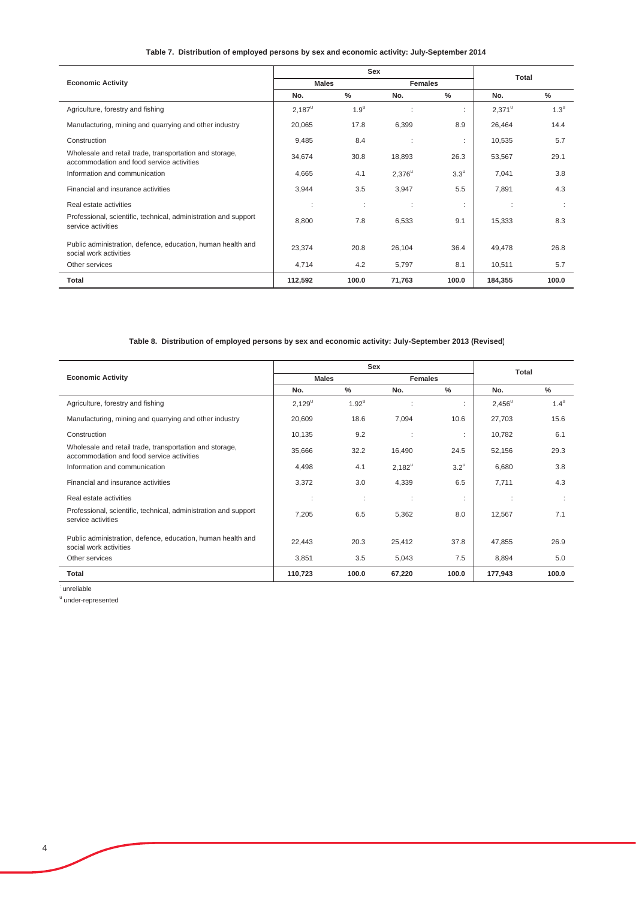**Table 7. Distribution of employed persons by sex and economic activity: July-September 2014**

| Economic Activity | Sex | | | | Total | |
|---|---|---|---|---|---|---|
| | Males | | Females | | | |
| | No. | % | No. | % | No. | % |
| Agriculture, forestry and fishing | 2,187[u] | 1.9[u] | : | : | 2,371[u] | 1.3[u] |
| Manufacturing, mining and quarrying and other industry | 20,065 | 17.8 | 6,399 | 8.9 | 26,464 | 14.4 |
| Construction | 9,485 | 8.4 | : | : | 10,535 | 5.7 |
| Wholesale and retail trade, transportation and storage, accommodation and food service activities | 34,674 | 30.8 | 18,893 | 26.3 | 53,567 | 29.1 |
| Information and communication | 4,665 | 4.1 | 2,376[u] | 3.3[u] | 7,041 | 3.8 |
| Financial and insurance activities | 3,944 | 3.5 | 3,947 | 5.5 | 7,891 | 4.3 |
| Real estate activities | : | : | : | : | : | : |
| Professional, scientific, technical, administration and support service activities | 8,800 | 7.8 | 6,533 | 9.1 | 15,333 | 8.3 |
| Public administration, defence, education, human health and social work activities | 23,374 | 20.8 | 26,104 | 36.4 | 49,478 | 26.8 |
| Other services | 4,714 | 4.2 | 5,797 | 8.1 | 10,511 | 5.7 |
| **Total** | **112,592** | **100.0** | **71,763** | **100.0** | **184,355** | **100.0** |

**Table 8. Distribution of employed persons by sex and economic activity: July-September 2013 (Revised)**

| Economic Activity | Sex | | | | Total | |
|---|---|---|---|---|---|---|
| | Males | | Females | | | |
| | No. | % | No. | % | No. | % |
| Agriculture, forestry and fishing | 2,129[u] | 1.92[u] | : | : | 2,456[u] | 1.4[u] |
| Manufacturing, mining and quarrying and other industry | 20,609 | 18.6 | 7,094 | 10.6 | 27,703 | 15.6 |
| Construction | 10,135 | 9.2 | : | : | 10,782 | 6.1 |
| Wholesale and retail trade, transportation and storage, accommodation and food service activities | 35,666 | 32.2 | 16,490 | 24.5 | 52,156 | 29.3 |
| Information and communication | 4,498 | 4.1 | 2,182[u] | 3.2[u] | 6,680 | 3.8 |
| Financial and insurance activities | 3,372 | 3.0 | 4,339 | 6.5 | 7,711 | 4.3 |
| Real estate activities | : | : | : | : | : | : |
| Professional, scientific, technical, administration and support service activities | 7,205 | 6.5 | 5,362 | 8.0 | 12,567 | 7.1 |
| Public administration, defence, education, human health and social work activities | 22,443 | 20.3 | 25,412 | 37.8 | 47,855 | 26.9 |
| Other services | 3,851 | 3.5 | 5,043 | 7.5 | 8,894 | 5.0 |
| **Total** | **110,723** | **100.0** | **67,220** | **100.0** | **177,943** | **100.0** |

: unreliable

[u] under-represented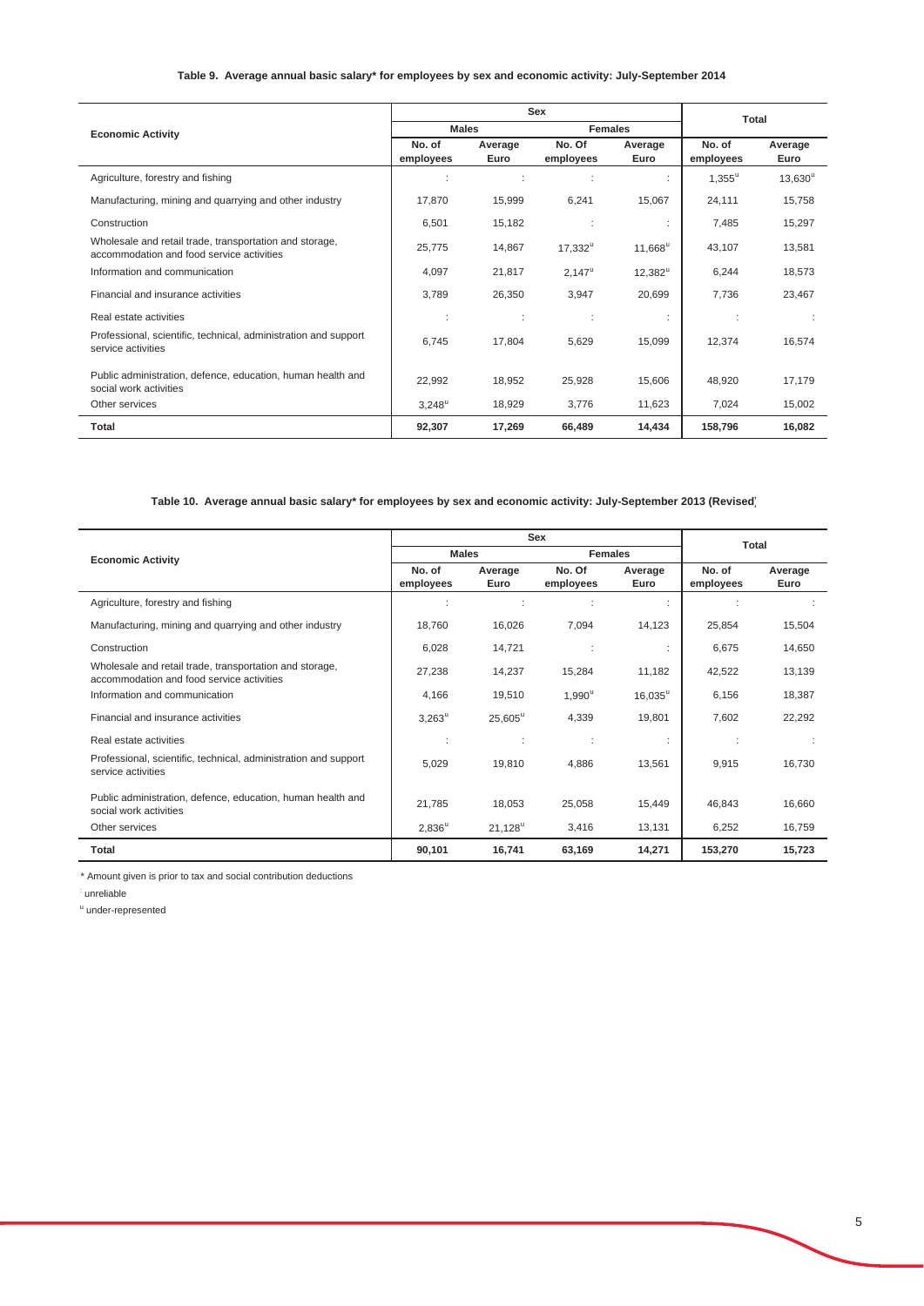**Table 9. Average annual basic salary* for employees by sex and economic activity: July-September 2014**

| Economic Activity | Sex | | | | Total | |
|---|---|---|---|---|---|---|
| | Males | | Females | | | |
| | No. of employees | Average Euro | No. Of employees | Average Euro | No. of employees | Average Euro |
| Agriculture, forestry and fishing | : | : | : | : | 1,355[u] | 13,630[u] |
| Manufacturing, mining and quarrying and other industry | 17,870 | 15,999 | 6,241 | 15,067 | 24,111 | 15,758 |
| Construction | 6,501 | 15,182 | : | : | 7,485 | 15,297 |
| Wholesale and retail trade, transportation and storage, accommodation and food service activities | 25,775 | 14,867 | 17,332[u] | 11,668[u] | 43,107 | 13,581 |
| Information and communication | 4,097 | 21,817 | 2,147[u] | 12,382[u] | 6,244 | 18,573 |
| Financial and insurance activities | 3,789 | 26,350 | 3,947 | 20,699 | 7,736 | 23,467 |
| Real estate activities | : | : | : | : | : | : |
| Professional, scientific, technical, administration and support service activities | 6,745 | 17,804 | 5,629 | 15,099 | 12,374 | 16,574 |
| Public administration, defence, education, human health and social work activities | 22,992 | 18,952 | 25,928 | 15,606 | 48,920 | 17,179 |
| Other services | 3,248[u] | 18,929 | 3,776 | 11,623 | 7,024 | 15,002 |
| **Total** | **92,307** | **17,269** | **66,489** | **14,434** | **158,796** | **16,082** |

**Table 10. Average annual basic salary* for employees by sex and economic activity: July-September 2013 (Revised)**

| Economic Activity | Sex | | | | Total | |
|---|---|---|---|---|---|---|
| | Males | | Females | | | |
| | No. of employees | Average Euro | No. Of employees | Average Euro | No. of employees | Average Euro |
| Agriculture, forestry and fishing | : | : | : | : | : | : |
| Manufacturing, mining and quarrying and other industry | 18,760 | 16,026 | 7,094 | 14,123 | 25,854 | 15,504 |
| Construction | 6,028 | 14,721 | : | : | 6,675 | 14,650 |
| Wholesale and retail trade, transportation and storage, accommodation and food service activities | 27,238 | 14,237 | 15,284 | 11,182 | 42,522 | 13,139 |
| Information and communication | 4,166 | 19,510 | 1,990[u] | 16,035[u] | 6,156 | 18,387 |
| Financial and insurance activities | 3,263[u] | 25,605[u] | 4,339 | 19,801 | 7,602 | 22,292 |
| Real estate activities | : | : | : | : | : | : |
| Professional, scientific, technical, administration and support service activities | 5,029 | 19,810 | 4,886 | 13,561 | 9,915 | 16,730 |
| Public administration, defence, education, human health and social work activities | 21,785 | 18,053 | 25,058 | 15,449 | 46,843 | 16,660 |
| Other services | 2,836[u] | 21,128[u] | 3,416 | 13,131 | 6,252 | 16,759 |
| **Total** | **90,101** | **16,741** | **63,169** | **14,271** | **153,270** | **15,723** |

\* Amount given is prior to tax and social contribution deductions

: unreliable

[u] under-represented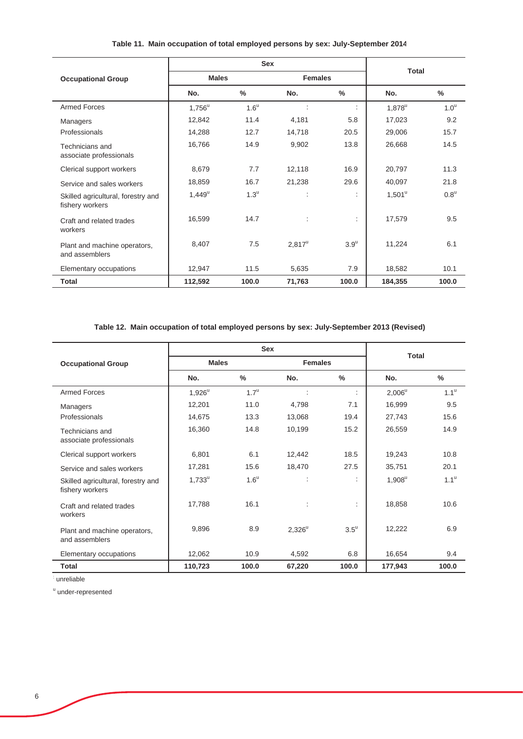**Table 11. Main occupation of total employed persons by sex: July-September 2014**

| Occupational Group | Sex | | | | Total | |
|---|---|---|---|---|---|---|
| | Males | | Females | | | |
| | No. | % | No. | % | No. | % |
| Armed Forces | 1,756[u] | 1.6[u] | : | : | 1,878[u] | 1.0[u] |
| Managers | 12,842 | 11.4 | 4,181 | 5.8 | 17,023 | 9.2 |
| Professionals | 14,288 | 12.7 | 14,718 | 20.5 | 29,006 | 15.7 |
| Technicians and associate professionals | 16,766 | 14.9 | 9,902 | 13.8 | 26,668 | 14.5 |
| Clerical support workers | 8,679 | 7.7 | 12,118 | 16.9 | 20,797 | 11.3 |
| Service and sales workers | 18,859 | 16.7 | 21,238 | 29.6 | 40,097 | 21.8 |
| Skilled agricultural, forestry and fishery workers | 1,449[u] | 1.3[u] | : | : | 1,501[u] | 0.8[u] |
| Craft and related trades workers | 16,599 | 14.7 | : | : | 17,579 | 9.5 |
| Plant and machine operators, and assemblers | 8,407 | 7.5 | 2,817[u] | 3.9[u] | 11,224 | 6.1 |
| Elementary occupations | 12,947 | 11.5 | 5,635 | 7.9 | 18,582 | 10.1 |
| **Total** | **112,592** | **100.0** | **71,763** | **100.0** | **184,355** | **100.0** |

**Table 12. Main occupation of total employed persons by sex: July-September 2013 (Revised)**

| Occupational Group | Sex | | | | Total | |
|---|---|---|---|---|---|---|
| | Males | | Females | | | |
| | No. | % | No. | % | No. | % |
| Armed Forces | 1,926[u] | 1.7[u] | : | : | 2,006[u] | 1.1[u] |
| Managers | 12,201 | 11.0 | 4,798 | 7.1 | 16,999 | 9.5 |
| Professionals | 14,675 | 13.3 | 13,068 | 19.4 | 27,743 | 15.6 |
| Technicians and associate professionals | 16,360 | 14.8 | 10,199 | 15.2 | 26,559 | 14.9 |
| Clerical support workers | 6,801 | 6.1 | 12,442 | 18.5 | 19,243 | 10.8 |
| Service and sales workers | 17,281 | 15.6 | 18,470 | 27.5 | 35,751 | 20.1 |
| Skilled agricultural, forestry and fishery workers | 1,733[u] | 1.6[u] | : | : | 1,908[u] | 1.1[u] |
| Craft and related trades workers | 17,788 | 16.1 | : | : | 18,858 | 10.6 |
| Plant and machine operators, and assemblers | 9,896 | 8.9 | 2,326[u] | 3.5[u] | 12,222 | 6.9 |
| Elementary occupations | 12,062 | 10.9 | 4,592 | 6.8 | 16,654 | 9.4 |
| **Total** | **110,723** | **100.0** | **67,220** | **100.0** | **177,943** | **100.0** |

: unreliable

[u] under-represented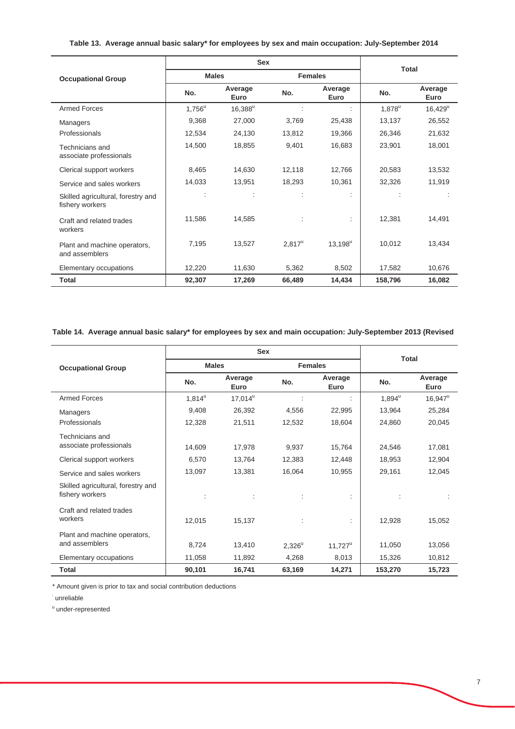**Table 13. Average annual basic salary* for employees by sex and main occupation: July-September 2014**

| Occupational Group | Sex | | | | Total | |
|---|---|---|---|---|---|---|
| | Males | | Females | | | |
| | No. | Average Euro | No. | Average Euro | No. | Average Euro |
| Armed Forces | 1,756[u] | 16,388[u] | : | : | 1,878[u] | 16,429[u] |
| Managers | 9,368 | 27,000 | 3,769 | 25,438 | 13,137 | 26,552 |
| Professionals | 12,534 | 24,130 | 13,812 | 19,366 | 26,346 | 21,632 |
| Technicians and associate professionals | 14,500 | 18,855 | 9,401 | 16,683 | 23,901 | 18,001 |
| Clerical support workers | 8,465 | 14,630 | 12,118 | 12,766 | 20,583 | 13,532 |
| Service and sales workers | 14,033 | 13,951 | 18,293 | 10,361 | 32,326 | 11,919 |
| Skilled agricultural, forestry and fishery workers | : | : | : | : | : | : |
| Craft and related trades workers | 11,586 | 14,585 | : | : | 12,381 | 14,491 |
| Plant and machine operators, and assemblers | 7,195 | 13,527 | 2,817[u] | 13,198[u] | 10,012 | 13,434 |
| Elementary occupations | 12,220 | 11,630 | 5,362 | 8,502 | 17,582 | 10,676 |
| **Total** | **92,307** | **17,269** | **66,489** | **14,434** | **158,796** | **16,082** |

**Table 14. Average annual basic salary* for employees by sex and main occupation: July-September 2013 (Revised**

| Occupational Group | Sex | | | | Total | |
|---|---|---|---|---|---|---|
| | Males | | Females | | | |
| | No. | Average Euro | No. | Average Euro | No. | Average Euro |
| Armed Forces | 1,814[u] | 17,014[u] | : | : | 1,894[u] | 16,947[u] |
| Managers | 9,408 | 26,392 | 4,556 | 22,995 | 13,964 | 25,284 |
| Professionals | 12,328 | 21,511 | 12,532 | 18,604 | 24,860 | 20,045 |
| Technicians and associate professionals | 14,609 | 17,978 | 9,937 | 15,764 | 24,546 | 17,081 |
| Clerical support workers | 6,570 | 13,764 | 12,383 | 12,448 | 18,953 | 12,904 |
| Service and sales workers | 13,097 | 13,381 | 16,064 | 10,955 | 29,161 | 12,045 |
| Skilled agricultural, forestry and fishery workers | : | : | : | : | : | : |
| Craft and related trades workers | 12,015 | 15,137 | : | : | 12,928 | 15,052 |
| Plant and machine operators, and assemblers | 8,724 | 13,410 | 2,326[u] | 11,727[u] | 11,050 | 13,056 |
| Elementary occupations | 11,058 | 11,892 | 4,268 | 8,013 | 15,326 | 10,812 |
| **Total** | **90,101** | **16,741** | **63,169** | **14,271** | **153,270** | **15,723** |

\* Amount given is prior to tax and social contribution deductions

: unreliable

[u] under-represented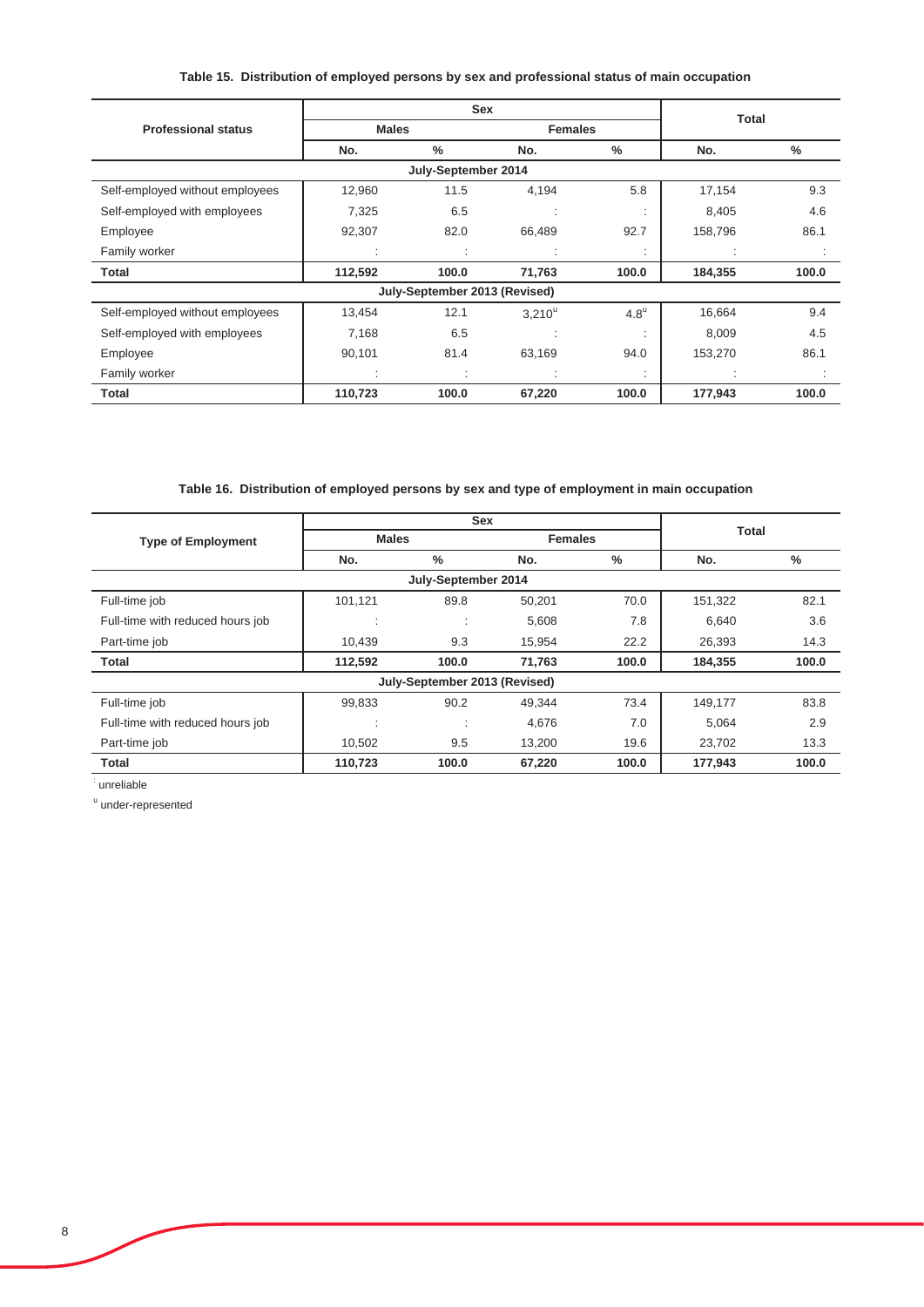**Table 15. Distribution of employed persons by sex and professional status of main occupation**

| Professional status | Sex | | | | Total | |
|---|---|---|---|---|---|---|
| | Males | | Females | | | |
| | No. | % | No. | % | No. | % |
| **July-September 2014** | | | | | | |
| Self-employed without employees | 12,960 | 11.5 | 4,194 | 5.8 | 17,154 | 9.3 |
| Self-employed with employees | 7,325 | 6.5 | : | : | 8,405 | 4.6 |
| Employee | 92,307 | 82.0 | 66,489 | 92.7 | 158,796 | 86.1 |
| Family worker | : | : | : | : | : | : |
| **Total** | **112,592** | **100.0** | **71,763** | **100.0** | **184,355** | **100.0** |
| **July-September 2013 (Revised)** | | | | | | |
| Self-employed without employees | 13,454 | 12.1 | 3,210[u] | 4.8[u] | 16,664 | 9.4 |
| Self-employed with employees | 7,168 | 6.5 | : | : | 8,009 | 4.5 |
| Employee | 90,101 | 81.4 | 63,169 | 94.0 | 153,270 | 86.1 |
| Family worker | : | : | : | : | : | : |
| **Total** | **110,723** | **100.0** | **67,220** | **100.0** | **177,943** | **100.0** |

**Table 16. Distribution of employed persons by sex and type of employment in main occupation**

| Type of Employment | Sex | | | | Total | |
|---|---|---|---|---|---|---|
| | Males | | Females | | | |
| | No. | % | No. | % | No. | % |
| **July-September 2014** | | | | | | |
| Full-time job | 101,121 | 89.8 | 50,201 | 70.0 | 151,322 | 82.1 |
| Full-time with reduced hours job | : | : | 5,608 | 7.8 | 6,640 | 3.6 |
| Part-time job | 10,439 | 9.3 | 15,954 | 22.2 | 26,393 | 14.3 |
| **Total** | **112,592** | **100.0** | **71,763** | **100.0** | **184,355** | **100.0** |
| **July-September 2013 (Revised)** | | | | | | |
| Full-time job | 99,833 | 90.2 | 49,344 | 73.4 | 149,177 | 83.8 |
| Full-time with reduced hours job | : | : | 4,676 | 7.0 | 5,064 | 2.9 |
| Part-time job | 10,502 | 9.5 | 13,200 | 19.6 | 23,702 | 13.3 |
| **Total** | **110,723** | **100.0** | **67,220** | **100.0** | **177,943** | **100.0** |

: unreliable

[u] under-represented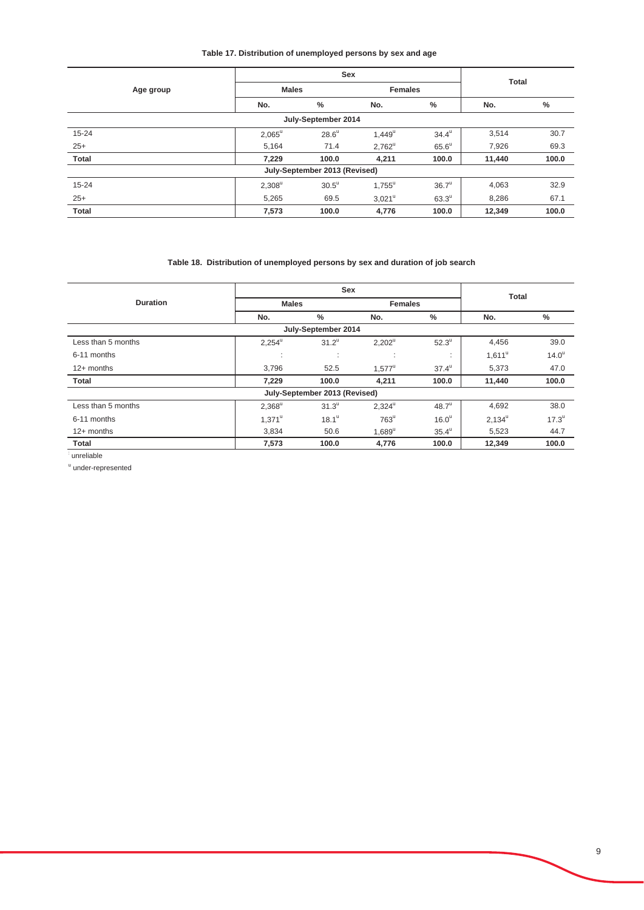**Table 17. Distribution of unemployed persons by sex and age**

| Age group | Sex | | | | Total | |
|---|---|---|---|---|---|---|
| | Males | | Females | | | |
| | No. | % | No. | % | No. | % |
| **July-September 2014** | | | | | | |
| 15-24 | 2,065[u] | 28.6[u] | 1,449[u] | 34.4[u] | 3,514 | 30.7 |
| 25+ | 5,164 | 71.4 | 2,762[u] | 65.6[u] | 7,926 | 69.3 |
| **Total** | **7,229** | **100.0** | **4,211** | **100.0** | **11,440** | **100.0** |
| **July-September 2013 (Revised)** | | | | | | |
| 15-24 | 2,308[u] | 30.5[u] | 1,755[u] | 36.7[u] | 4,063 | 32.9 |
| 25+ | 5,265 | 69.5 | 3,021[u] | 63.3[u] | 8,286 | 67.1 |
| **Total** | **7,573** | **100.0** | **4,776** | **100.0** | **12,349** | **100.0** |

**Table 18. Distribution of unemployed persons by sex and duration of job search**

| Duration | Sex | | | | Total | |
|---|---|---|---|---|---|---|
| | Males | | Females | | | |
| | No. | % | No. | % | No. | % |
| **July-September 2014** | | | | | | |
| Less than 5 months | 2,254[u] | 31.2[u] | 2,202[u] | 52.3[u] | 4,456 | 39.0 |
| 6-11 months | : | : | : | : | 1,611[u] | 14.0[u] |
| 12+ months | 3,796 | 52.5 | 1,577[u] | 37.4[u] | 5,373 | 47.0 |
| **Total** | **7,229** | **100.0** | **4,211** | **100.0** | **11,440** | **100.0** |
| **July-September 2013 (Revised)** | | | | | | |
| Less than 5 months | 2,368[u] | 31.3[u] | 2,324[u] | 48.7[u] | 4,692 | 38.0 |
| 6-11 months | 1,371[u] | 18.1[u] | 763[u] | 16.0[u] | 2,134[u] | 17.3[u] |
| 12+ months | 3,834 | 50.6 | 1,689[u] | 35.4[u] | 5,523 | 44.7 |
| **Total** | **7,573** | **100.0** | **4,776** | **100.0** | **12,349** | **100.0** |

: unreliable

[u] under-represented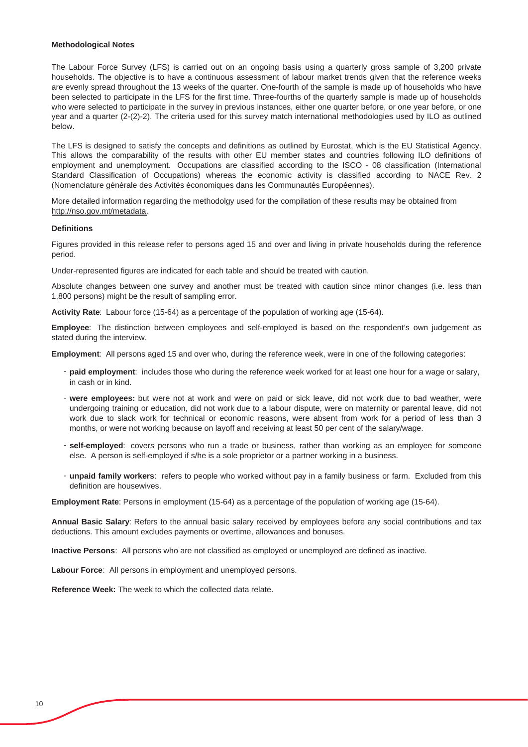**Methodological Notes**

The Labour Force Survey (LFS) is carried out on an ongoing basis using a quarterly gross sample of 3,200 private households. The objective is to have a continuous assessment of labour market trends given that the reference weeks are evenly spread throughout the 13 weeks of the quarter. One-fourth of the sample is made up of households who have been selected to participate in the LFS for the first time. Three-fourths of the quarterly sample is made up of households who were selected to participate in the survey in previous instances, either one quarter before, or one year before, or one year and a quarter (2-(2)-2). The criteria used for this survey match international methodologies used by ILO as outlined below.

The LFS is designed to satisfy the concepts and definitions as outlined by Eurostat, which is the EU Statistical Agency. This allows the comparability of the results with other EU member states and countries following ILO definitions of employment and unemployment. Occupations are classified according to the ISCO - 08 classification (International Standard Classification of Occupations) whereas the economic activity is classified according to NACE Rev. 2 (Nomenclature générale des Activités économiques dans les Communautés Européennes).

More detailed information regarding the methodolgy used for the compilation of these results may be obtained from http://nso.gov.mt/metadata.

**Definitions**

Figures provided in this release refer to persons aged 15 and over and living in private households during the reference period.

Under-represented figures are indicated for each table and should be treated with caution.

Absolute changes between one survey and another must be treated with caution since minor changes (i.e. less than 1,800 persons) might be the result of sampling error.

**Activity Rate**: Labour force (15-64) as a percentage of the population of working age (15-64).

**Employee**: The distinction between employees and self-employed is based on the respondent's own judgement as stated during the interview.

**Employment**: All persons aged 15 and over who, during the reference week, were in one of the following categories:

- **paid employment**: includes those who during the reference week worked for at least one hour for a wage or salary, in cash or in kind.
- **were employees:** but were not at work and were on paid or sick leave, did not work due to bad weather, were undergoing training or education, did not work due to a labour dispute, were on maternity or parental leave, did not work due to slack work for technical or economic reasons, were absent from work for a period of less than 3 months, or were not working because on layoff and receiving at least 50 per cent of the salary/wage.
- **self-employed**: covers persons who run a trade or business, rather than working as an employee for someone else. A person is self-employed if s/he is a sole proprietor or a partner working in a business.
- **unpaid family workers**: refers to people who worked without pay in a family business or farm. Excluded from this definition are housewives.

**Employment Rate**: Persons in employment (15-64) as a percentage of the population of working age (15-64).

**Annual Basic Salary**: Refers to the annual basic salary received by employees before any social contributions and tax deductions. This amount excludes payments or overtime, allowances and bonuses.

**Inactive Persons**: All persons who are not classified as employed or unemployed are defined as inactive.

**Labour Force**: All persons in employment and unemployed persons.

**Reference Week:** The week to which the collected data relate.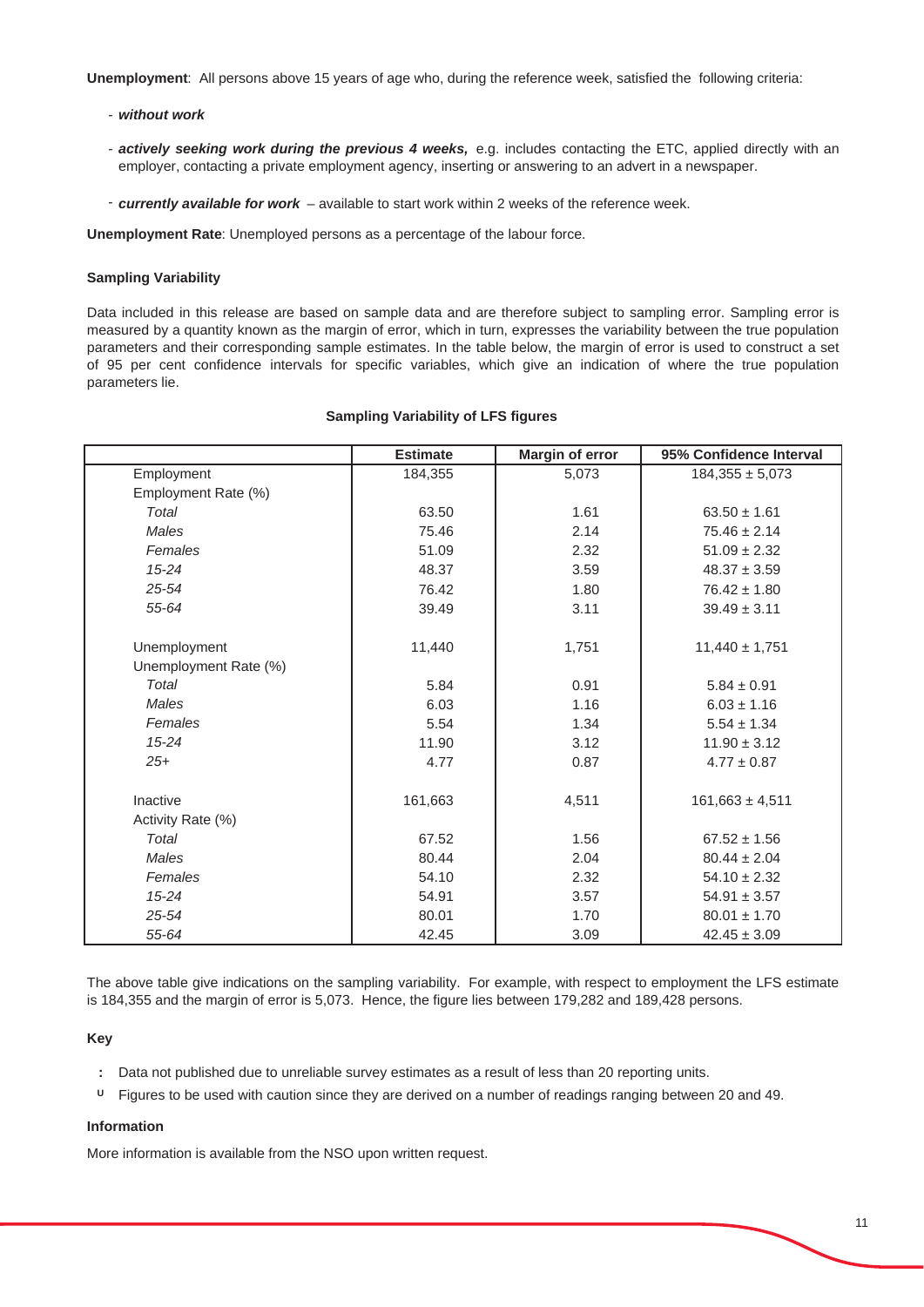**Unemployment**: All persons above 15 years of age who, during the reference week, satisfied the following criteria:

- ***without work***
- ***actively seeking work during the previous 4 weeks,*** e.g. includes contacting the ETC, applied directly with an employer, contacting a private employment agency, inserting or answering to an advert in a newspaper.
- ***currently available for work*** – available to start work within 2 weeks of the reference week.

**Unemployment Rate**: Unemployed persons as a percentage of the labour force.

### Sampling Variability

Data included in this release are based on sample data and are therefore subject to sampling error. Sampling error is measured by a quantity known as the margin of error, which in turn, expresses the variability between the true population parameters and their corresponding sample estimates. In the table below, the margin of error is used to construct a set of 95 per cent confidence intervals for specific variables, which give an indication of where the true population parameters lie.

**Sampling Variability of LFS figures**

| | Estimate | Margin of error | 95% Confidence Interval |
|---|---|---|---|
| Employment | 184,355 | 5,073 | 184,355 ± 5,073 |
| Employment Rate (%) | | | |
| *Total* | 63.50 | 1.61 | 63.50 ± 1.61 |
| *Males* | 75.46 | 2.14 | 75.46 ± 2.14 |
| *Females* | 51.09 | 2.32 | 51.09 ± 2.32 |
| *15-24* | 48.37 | 3.59 | 48.37 ± 3.59 |
| *25-54* | 76.42 | 1.80 | 76.42 ± 1.80 |
| *55-64* | 39.49 | 3.11 | 39.49 ± 3.11 |
| Unemployment | 11,440 | 1,751 | 11,440 ± 1,751 |
| Unemployment Rate (%) | | | |
| *Total* | 5.84 | 0.91 | 5.84 ± 0.91 |
| *Males* | 6.03 | 1.16 | 6.03 ± 1.16 |
| *Females* | 5.54 | 1.34 | 5.54 ± 1.34 |
| *15-24* | 11.90 | 3.12 | 11.90 ± 3.12 |
| *25+* | 4.77 | 0.87 | 4.77 ± 0.87 |
| Inactive | 161,663 | 4,511 | 161,663 ± 4,511 |
| Activity Rate (%) | | | |
| *Total* | 67.52 | 1.56 | 67.52 ± 1.56 |
| *Males* | 80.44 | 2.04 | 80.44 ± 2.04 |
| *Females* | 54.10 | 2.32 | 54.10 ± 2.32 |
| *15-24* | 54.91 | 3.57 | 54.91 ± 3.57 |
| *25-54* | 80.01 | 1.70 | 80.01 ± 1.70 |
| *55-64* | 42.45 | 3.09 | 42.45 ± 3.09 |

The above table give indications on the sampling variability. For example, with respect to employment the LFS estimate is 184,355 and the margin of error is 5,073. Hence, the figure lies between 179,282 and 189,428 persons.

### Key

**:** Data not published due to unreliable survey estimates as a result of less than 20 reporting units.

**u** Figures to be used with caution since they are derived on a number of readings ranging between 20 and 49.

### Information

More information is available from the NSO upon written request.